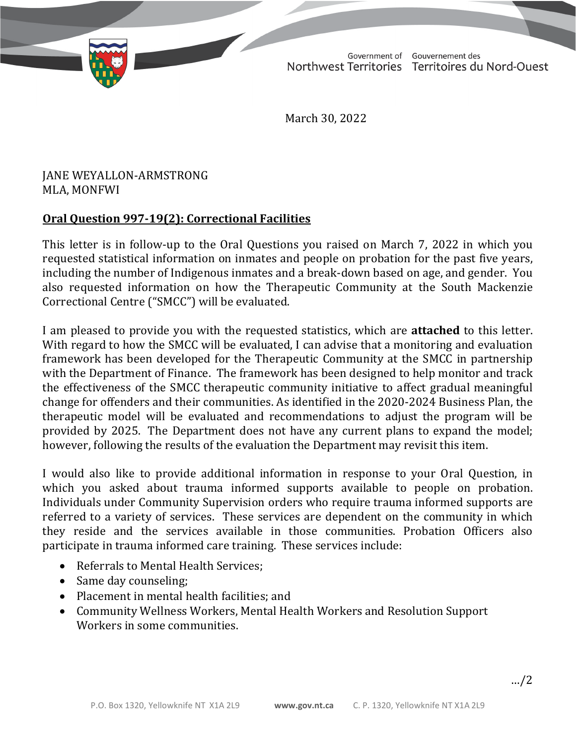Government of Northwest Territories | Gouvernement des Territoires du Nord-Ouest

March 30, 2022

JANE WEYALLON-ARMSTRONG
MLA, MONFWI

**Oral Question 997-19(2): Correctional Facilities**

This letter is in follow-up to the Oral Questions you raised on March 7, 2022 in which you requested statistical information on inmates and people on probation for the past five years, including the number of Indigenous inmates and a break-down based on age, and gender. You also requested information on how the Therapeutic Community at the South Mackenzie Correctional Centre ("SMCC") will be evaluated.

I am pleased to provide you with the requested statistics, which are **attached** to this letter. With regard to how the SMCC will be evaluated, I can advise that a monitoring and evaluation framework has been developed for the Therapeutic Community at the SMCC in partnership with the Department of Finance. The framework has been designed to help monitor and track the effectiveness of the SMCC therapeutic community initiative to affect gradual meaningful change for offenders and their communities. As identified in the 2020-2024 Business Plan, the therapeutic model will be evaluated and recommendations to adjust the program will be provided by 2025. The Department does not have any current plans to expand the model; however, following the results of the evaluation the Department may revisit this item.

I would also like to provide additional information in response to your Oral Question, in which you asked about trauma informed supports available to people on probation. Individuals under Community Supervision orders who require trauma informed supports are referred to a variety of services. These services are dependent on the community in which they reside and the services available in those communities. Probation Officers also participate in trauma informed care training. These services include:

- Referrals to Mental Health Services;
- Same day counseling;
- Placement in mental health facilities; and
- Community Wellness Workers, Mental Health Workers and Resolution Support Workers in some communities.

.../2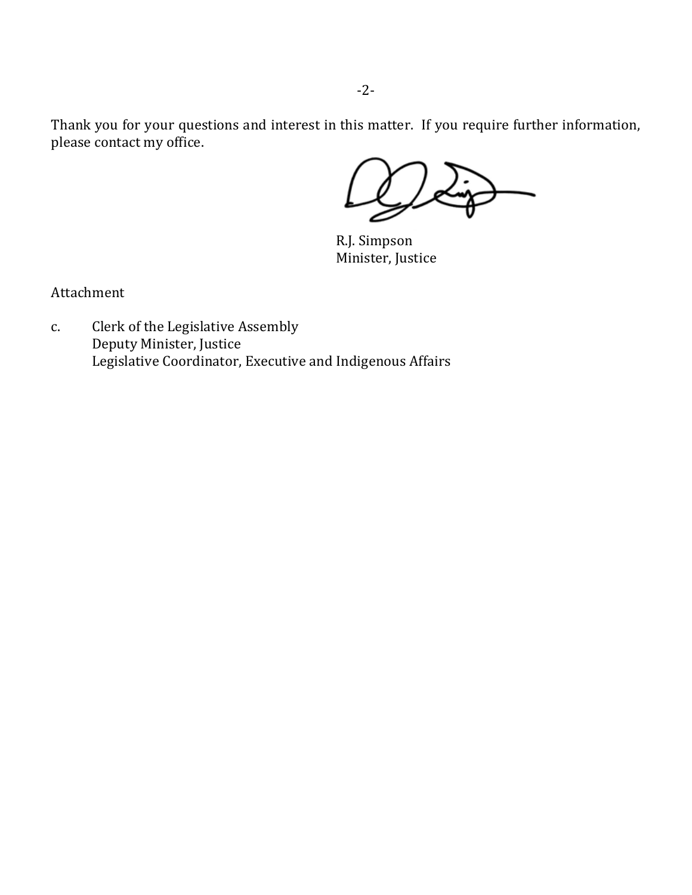Thank you for your questions and interest in this matter. If you require further information, please contact my office.

R.J. Simpson
Minister, Justice

Attachment

c. Clerk of the Legislative Assembly
Deputy Minister, Justice
Legislative Coordinator, Executive and Indigenous Affairs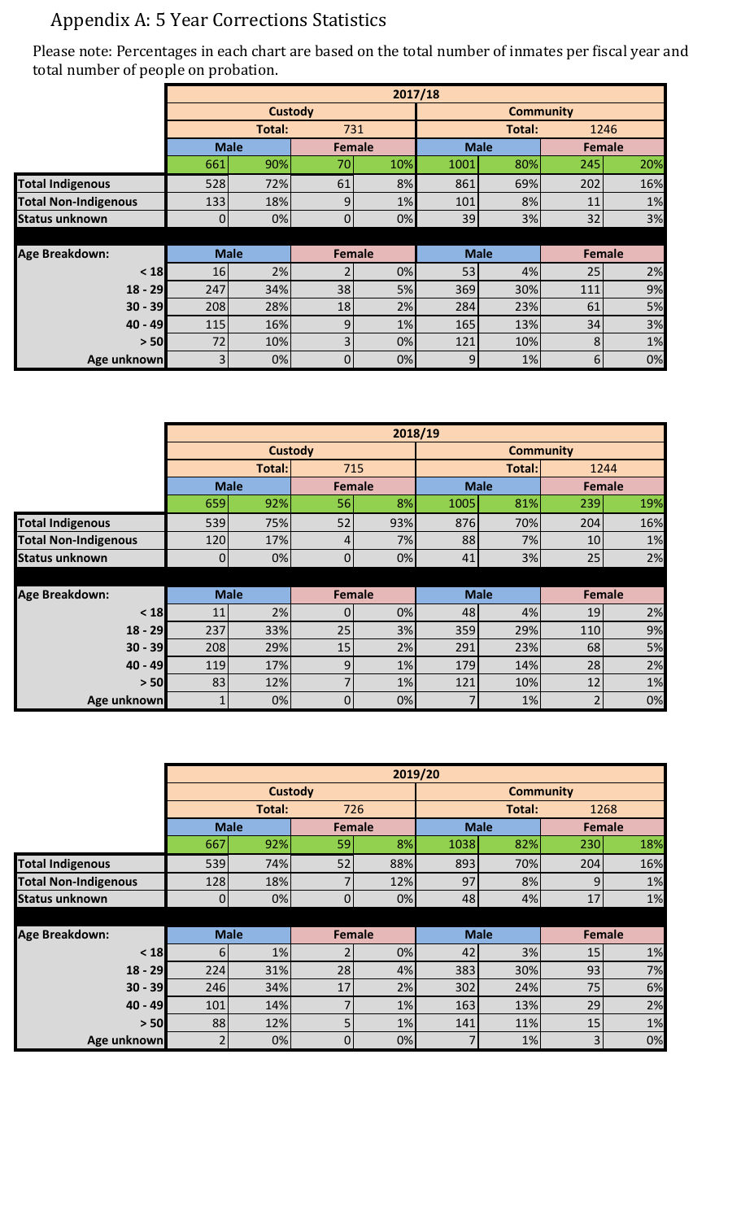# Appendix A: 5 Year Corrections Statistics

Please note: Percentages in each chart are based on the total number of inmates per fiscal year and total number of people on probation.

| | 2017/18 | | | | | | | |
|---|---|---|---|---|---|---|---|---|
| | Custody | | | | Community | | | |
| | Total: | 731 | | | Total: | 1246 | | |
| | Male | | Female | | Male | | Female | |
| | 661 | 90% | 70 | 10% | 1001 | 80% | 245 | 20% |
| **Total Indigenous** | 528 | 72% | 61 | 8% | 861 | 69% | 202 | 16% |
| **Total Non-Indigenous** | 133 | 18% | 9 | 1% | 101 | 8% | 11 | 1% |
| **Status unknown** | 0 | 0% | 0 | 0% | 39 | 3% | 32 | 3% |
| **Age Breakdown:** | Male | | Female | | Male | | Female | |
| < 18 | 16 | 2% | 2 | 0% | 53 | 4% | 25 | 2% |
| 18 - 29 | 247 | 34% | 38 | 5% | 369 | 30% | 111 | 9% |
| 30 - 39 | 208 | 28% | 18 | 2% | 284 | 23% | 61 | 5% |
| 40 - 49 | 115 | 16% | 9 | 1% | 165 | 13% | 34 | 3% |
| > 50 | 72 | 10% | 3 | 0% | 121 | 10% | 8 | 1% |
| Age unknown | 3 | 0% | 0 | 0% | 9 | 1% | 6 | 0% |

| | 2018/19 | | | | | | | |
|---|---|---|---|---|---|---|---|---|
| | Custody | | | | Community | | | |
| | Total: | 715 | | | Total: | 1244 | | |
| | Male | | Female | | Male | | Female | |
| | 659 | 92% | 56 | 8% | 1005 | 81% | 239 | 19% |
| **Total Indigenous** | 539 | 75% | 52 | 93% | 876 | 70% | 204 | 16% |
| **Total Non-Indigenous** | 120 | 17% | 4 | 7% | 88 | 7% | 10 | 1% |
| **Status unknown** | 0 | 0% | 0 | 0% | 41 | 3% | 25 | 2% |
| **Age Breakdown:** | Male | | Female | | Male | | Female | |
| < 18 | 11 | 2% | 0 | 0% | 48 | 4% | 19 | 2% |
| 18 - 29 | 237 | 33% | 25 | 3% | 359 | 29% | 110 | 9% |
| 30 - 39 | 208 | 29% | 15 | 2% | 291 | 23% | 68 | 5% |
| 40 - 49 | 119 | 17% | 9 | 1% | 179 | 14% | 28 | 2% |
| > 50 | 83 | 12% | 7 | 1% | 121 | 10% | 12 | 1% |
| Age unknown | 1 | 0% | 0 | 0% | 7 | 1% | 2 | 0% |

| | 2019/20 | | | | | | | |
|---|---|---|---|---|---|---|---|---|
| | Custody | | | | Community | | | |
| | Total: | 726 | | | Total: | 1268 | | |
| | Male | | Female | | Male | | Female | |
| | 667 | 92% | 59 | 8% | 1038 | 82% | 230 | 18% |
| **Total Indigenous** | 539 | 74% | 52 | 88% | 893 | 70% | 204 | 16% |
| **Total Non-Indigenous** | 128 | 18% | 7 | 12% | 97 | 8% | 9 | 1% |
| **Status unknown** | 0 | 0% | 0 | 0% | 48 | 4% | 17 | 1% |
| **Age Breakdown:** | Male | | Female | | Male | | Female | |
| < 18 | 6 | 1% | 2 | 0% | 42 | 3% | 15 | 1% |
| 18 - 29 | 224 | 31% | 28 | 4% | 383 | 30% | 93 | 7% |
| 30 - 39 | 246 | 34% | 17 | 2% | 302 | 24% | 75 | 6% |
| 40 - 49 | 101 | 14% | 7 | 1% | 163 | 13% | 29 | 2% |
| > 50 | 88 | 12% | 5 | 1% | 141 | 11% | 15 | 1% |
| Age unknown | 2 | 0% | 0 | 0% | 7 | 1% | 3 | 0% |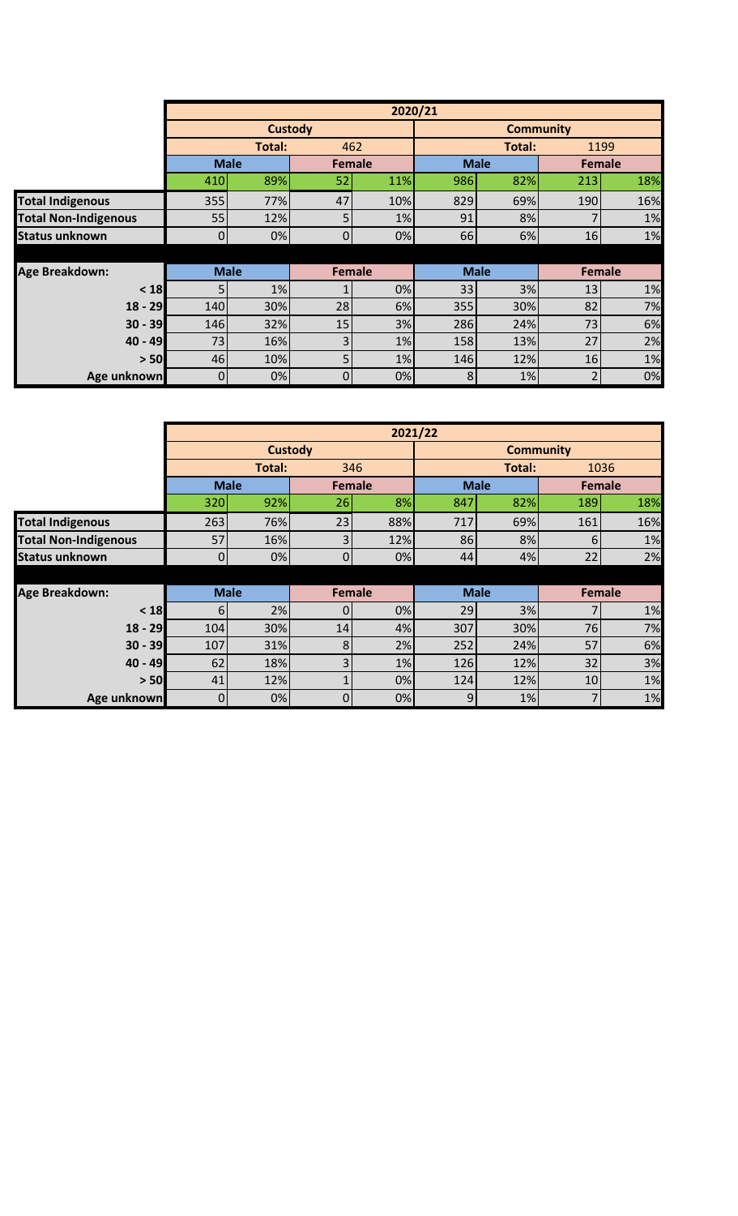| | 2020/21 | | | | | | | |
|---|---|---|---|---|---|---|---|---|
| | Custody | | | | Community | | | |
| | Total: | 462 | | | Total: | 1199 | | |
| | Male | | Female | | Male | | Female | |
| | 410 | 89% | 52 | 11% | 986 | 82% | 213 | 18% |
| **Total Indigenous** | 355 | 77% | 47 | 10% | 829 | 69% | 190 | 16% |
| **Total Non-Indigenous** | 55 | 12% | 5 | 1% | 91 | 8% | 7 | 1% |
| **Status unknown** | 0 | 0% | 0 | 0% | 66 | 6% | 16 | 1% |
| | | | | | | | | |
| **Age Breakdown:** | Male | | Female | | Male | | Female | |
| < 18 | 5 | 1% | 1 | 0% | 33 | 3% | 13 | 1% |
| 18 - 29 | 140 | 30% | 28 | 6% | 355 | 30% | 82 | 7% |
| 30 - 39 | 146 | 32% | 15 | 3% | 286 | 24% | 73 | 6% |
| 40 - 49 | 73 | 16% | 3 | 1% | 158 | 13% | 27 | 2% |
| > 50 | 46 | 10% | 5 | 1% | 146 | 12% | 16 | 1% |
| Age unknown | 0 | 0% | 0 | 0% | 8 | 1% | 2 | 0% |

| | 2021/22 | | | | | | | |
|---|---|---|---|---|---|---|---|---|
| | Custody | | | | Community | | | |
| | Total: | 346 | | | Total: | 1036 | | |
| | Male | | Female | | Male | | Female | |
| | 320 | 92% | 26 | 8% | 847 | 82% | 189 | 18% |
| **Total Indigenous** | 263 | 76% | 23 | 88% | 717 | 69% | 161 | 16% |
| **Total Non-Indigenous** | 57 | 16% | 3 | 12% | 86 | 8% | 6 | 1% |
| **Status unknown** | 0 | 0% | 0 | 0% | 44 | 4% | 22 | 2% |
| | | | | | | | | |
| **Age Breakdown:** | Male | | Female | | Male | | Female | |
| < 18 | 6 | 2% | 0 | 0% | 29 | 3% | 7 | 1% |
| 18 - 29 | 104 | 30% | 14 | 4% | 307 | 30% | 76 | 7% |
| 30 - 39 | 107 | 31% | 8 | 2% | 252 | 24% | 57 | 6% |
| 40 - 49 | 62 | 18% | 3 | 1% | 126 | 12% | 32 | 3% |
| > 50 | 41 | 12% | 1 | 0% | 124 | 12% | 10 | 1% |
| Age unknown | 0 | 0% | 0 | 0% | 9 | 1% | 7 | 1% |